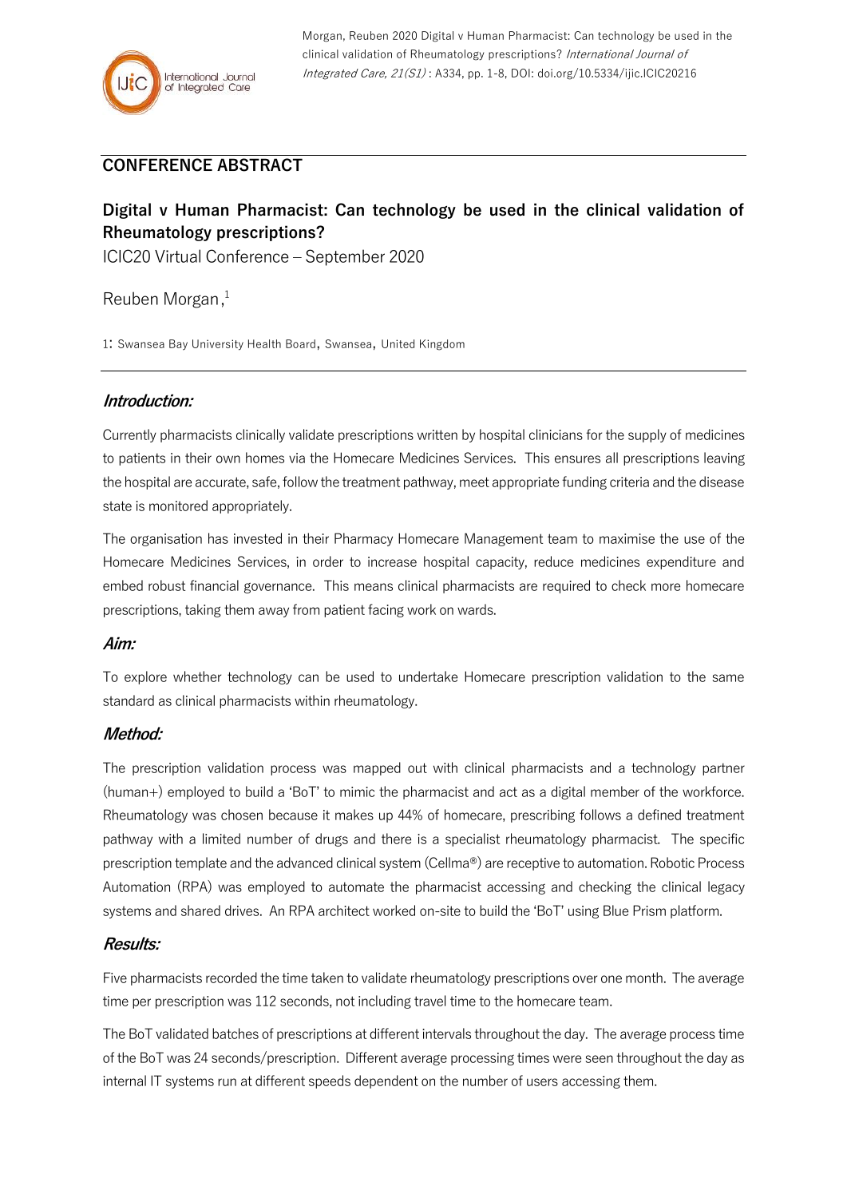Morgan, Reuben 2020 Digital v Human Pharmacist: Can technology be used in the clinical validation of Rheumatology prescriptions? *International Journal of Integrated Care, 21(S1)* : A334, pp. 1-8, DOI: doi.org/10.5334/ijic.ICIC20216

## CONFERENCE ABSTRACT

# Digital v Human Pharmacist: Can technology be used in the clinical validation of Rheumatology prescriptions?

ICIC20 Virtual Conference – September 2020

Reuben Morgan,[1]

1: Swansea Bay University Health Board, Swansea, United Kingdom

### *Introduction:*

Currently pharmacists clinically validate prescriptions written by hospital clinicians for the supply of medicines to patients in their own homes via the Homecare Medicines Services. This ensures all prescriptions leaving the hospital are accurate, safe, follow the treatment pathway, meet appropriate funding criteria and the disease state is monitored appropriately.

The organisation has invested in their Pharmacy Homecare Management team to maximise the use of the Homecare Medicines Services, in order to increase hospital capacity, reduce medicines expenditure and embed robust financial governance. This means clinical pharmacists are required to check more homecare prescriptions, taking them away from patient facing work on wards.

### *Aim:*

To explore whether technology can be used to undertake Homecare prescription validation to the same standard as clinical pharmacists within rheumatology.

### *Method:*

The prescription validation process was mapped out with clinical pharmacists and a technology partner (human+) employed to build a 'BoT' to mimic the pharmacist and act as a digital member of the workforce. Rheumatology was chosen because it makes up 44% of homecare, prescribing follows a defined treatment pathway with a limited number of drugs and there is a specialist rheumatology pharmacist. The specific prescription template and the advanced clinical system (Cellma®) are receptive to automation. Robotic Process Automation (RPA) was employed to automate the pharmacist accessing and checking the clinical legacy systems and shared drives. An RPA architect worked on-site to build the 'BoT' using Blue Prism platform.

### *Results:*

Five pharmacists recorded the time taken to validate rheumatology prescriptions over one month. The average time per prescription was 112 seconds, not including travel time to the homecare team.

The BoT validated batches of prescriptions at different intervals throughout the day. The average process time of the BoT was 24 seconds/prescription. Different average processing times were seen throughout the day as internal IT systems run at different speeds dependent on the number of users accessing them.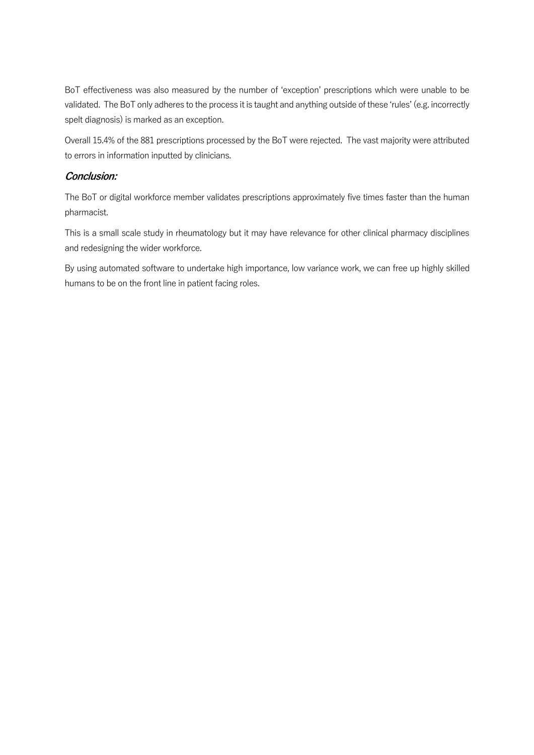BoT effectiveness was also measured by the number of 'exception' prescriptions which were unable to be validated. The BoT only adheres to the process it is taught and anything outside of these 'rules' (e.g. incorrectly spelt diagnosis) is marked as an exception.

Overall 15.4% of the 881 prescriptions processed by the BoT were rejected. The vast majority were attributed to errors in information inputted by clinicians.

## *Conclusion:*

The BoT or digital workforce member validates prescriptions approximately five times faster than the human pharmacist.

This is a small scale study in rheumatology but it may have relevance for other clinical pharmacy disciplines and redesigning the wider workforce.

By using automated software to undertake high importance, low variance work, we can free up highly skilled humans to be on the front line in patient facing roles.